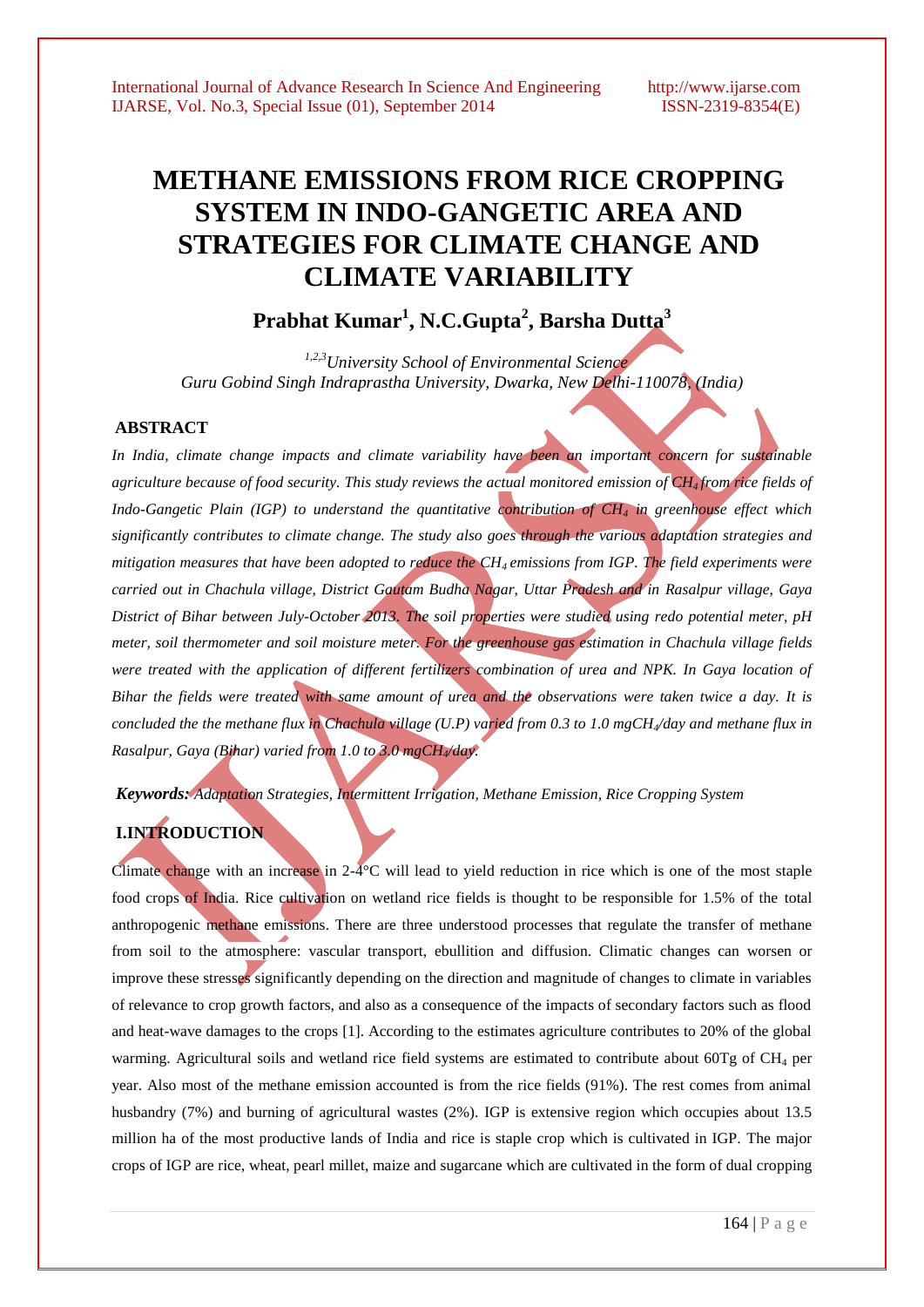# METHANE EMISSIONS FROM RICE CROPPING SYSTEM IN INDO-GANGETIC AREA AND STRATEGIES FOR CLIMATE CHANGE AND CLIMATE VARIABILITY

**Prabhat Kumar[1], N.C.Gupta[2], Barsha Dutta[3]**

*[1,2,3]University School of Environmental Science*
*Guru Gobind Singh Indraprastha University, Dwarka, New Delhi-110078, (India)*

## ABSTRACT

*In India, climate change impacts and climate variability have been an important concern for sustainable agriculture because of food security. This study reviews the actual monitored emission of $CH_4$ from rice fields of Indo-Gangetic Plain (IGP) to understand the quantitative contribution of $CH_4$ in greenhouse effect which significantly contributes to climate change. The study also goes through the various adaptation strategies and mitigation measures that have been adopted to reduce the $CH_4$ emissions from IGP. The field experiments were carried out in Chachula village, District Gautam Budha Nagar, Uttar Pradesh and in Rasalpur village, Gaya District of Bihar between July-October 2013. The soil properties were studied using redo potential meter, pH meter, soil thermometer and soil moisture meter. For the greenhouse gas estimation in Chachula village fields were treated with the application of different fertilizers combination of urea and NPK. In Gaya location of Bihar the fields were treated with same amount of urea and the observations were taken twice a day. It is concluded the the methane flux in Chachula village (U.P) varied from 0.3 to 1.0 mgCH$_4$/day and methane flux in Rasalpur, Gaya (Bihar) varied from 1.0 to 3.0 mgCH$_4$/day.*

***Keywords:*** *Adaptation Strategies, Intermittent Irrigation, Methane Emission, Rice Cropping System*

## I.INTRODUCTION

Climate change with an increase in 2-4°C will lead to yield reduction in rice which is one of the most staple food crops of India. Rice cultivation on wetland rice fields is thought to be responsible for 1.5% of the total anthropogenic methane emissions. There are three understood processes that regulate the transfer of methane from soil to the atmosphere: vascular transport, ebullition and diffusion. Climatic changes can worsen or improve these stresses significantly depending on the direction and magnitude of changes to climate in variables of relevance to crop growth factors, and also as a consequence of the impacts of secondary factors such as flood and heat-wave damages to the crops [1]. According to the estimates agriculture contributes to 20% of the global warming. Agricultural soils and wetland rice field systems are estimated to contribute about 60Tg of $CH_4$ per year. Also most of the methane emission accounted is from the rice fields (91%). The rest comes from animal husbandry (7%) and burning of agricultural wastes (2%). IGP is extensive region which occupies about 13.5 million ha of the most productive lands of India and rice is staple crop which is cultivated in IGP. The major crops of IGP are rice, wheat, pearl millet, maize and sugarcane which are cultivated in the form of dual cropping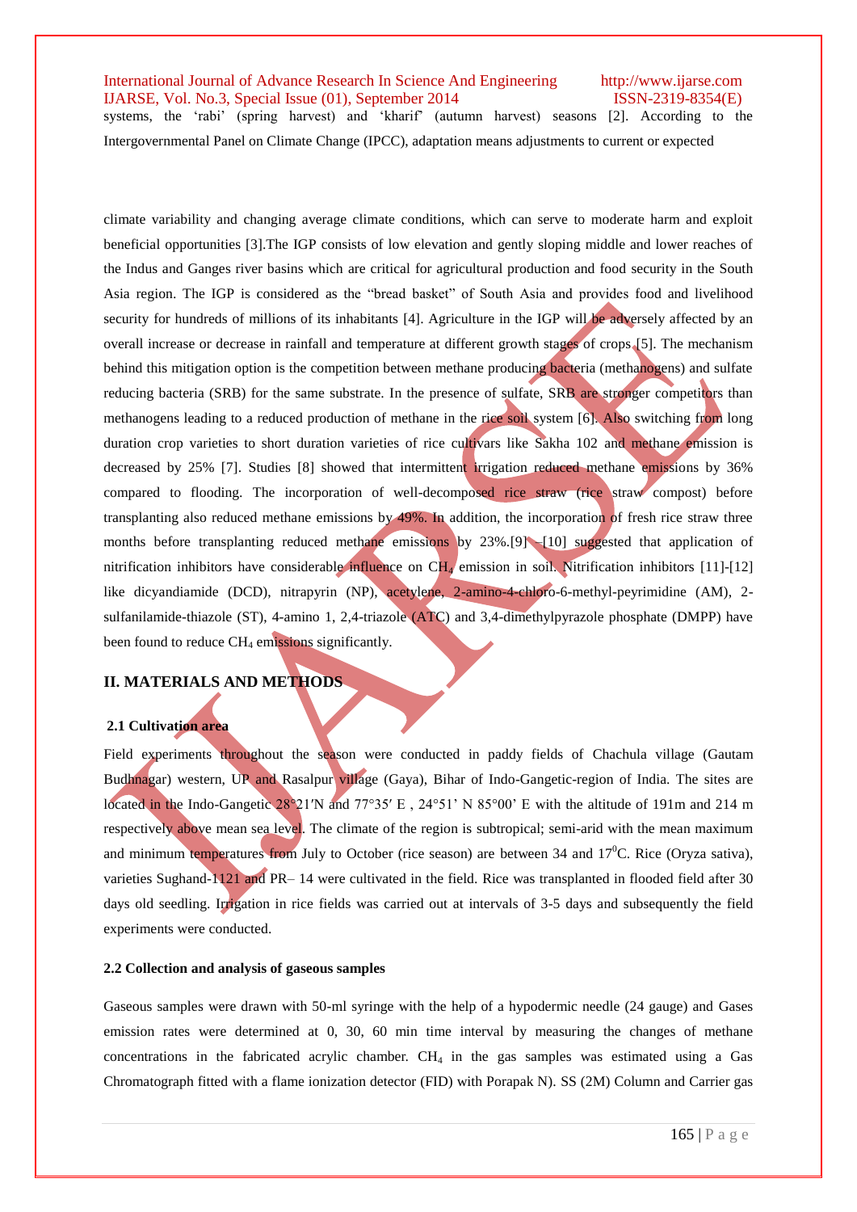systems, the 'rabi' (spring harvest) and 'kharif' (autumn harvest) seasons [2]. According to the Intergovernmental Panel on Climate Change (IPCC), adaptation means adjustments to current or expected

climate variability and changing average climate conditions, which can serve to moderate harm and exploit beneficial opportunities [3].The IGP consists of low elevation and gently sloping middle and lower reaches of the Indus and Ganges river basins which are critical for agricultural production and food security in the South Asia region. The IGP is considered as the "bread basket" of South Asia and provides food and livelihood security for hundreds of millions of its inhabitants [4]. Agriculture in the IGP will be adversely affected by an overall increase or decrease in rainfall and temperature at different growth stages of crops [5]. The mechanism behind this mitigation option is the competition between methane producing bacteria (methanogens) and sulfate reducing bacteria (SRB) for the same substrate. In the presence of sulfate, SRB are stronger competitors than methanogens leading to a reduced production of methane in the rice soil system [6]. Also switching from long duration crop varieties to short duration varieties of rice cultivars like Sakha 102 and methane emission is decreased by 25% [7]. Studies [8] showed that intermittent irrigation reduced methane emissions by 36% compared to flooding. The incorporation of well-decomposed rice straw (rice straw compost) before transplanting also reduced methane emissions by 49%. In addition, the incorporation of fresh rice straw three months before transplanting reduced methane emissions by 23%.[9] –[10] suggested that application of nitrification inhibitors have considerable influence on $CH_4$ emission in soil. Nitrification inhibitors [11]-[12] like dicyandiamide (DCD), nitrapyrin (NP), acetylene, 2-amino-4-chloro-6-methyl-peyrimidine (AM), 2-sulfanilamide-thiazole (ST), 4-amino 1, 2,4-triazole (ATC) and 3,4-dimethylpyrazole phosphate (DMPP) have been found to reduce $CH_4$ emissions significantly.

## II. MATERIALS AND METHODS

### 2.1 Cultivation area

Field experiments throughout the season were conducted in paddy fields of Chachula village (Gautam Budhnagar) western, UP and Rasalpur village (Gaya), Bihar of Indo-Gangetic-region of India. The sites are located in the Indo-Gangetic 28°21′N and 77°35′ E , 24°51' N 85°00' E with the altitude of 191m and 214 m respectively above mean sea level. The climate of the region is subtropical; semi-arid with the mean maximum and minimum temperatures from July to October (rice season) are between 34 and 17$^0$C. Rice (Oryza sativa), varieties Sughand-1121 and PR– 14 were cultivated in the field. Rice was transplanted in flooded field after 30 days old seedling. Irrigation in rice fields was carried out at intervals of 3-5 days and subsequently the field experiments were conducted.

### 2.2 Collection and analysis of gaseous samples

Gaseous samples were drawn with 50-ml syringe with the help of a hypodermic needle (24 gauge) and Gases emission rates were determined at 0, 30, 60 min time interval by measuring the changes of methane concentrations in the fabricated acrylic chamber. $CH_4$ in the gas samples was estimated using a Gas Chromatograph fitted with a flame ionization detector (FID) with Porapak N). SS (2M) Column and Carrier gas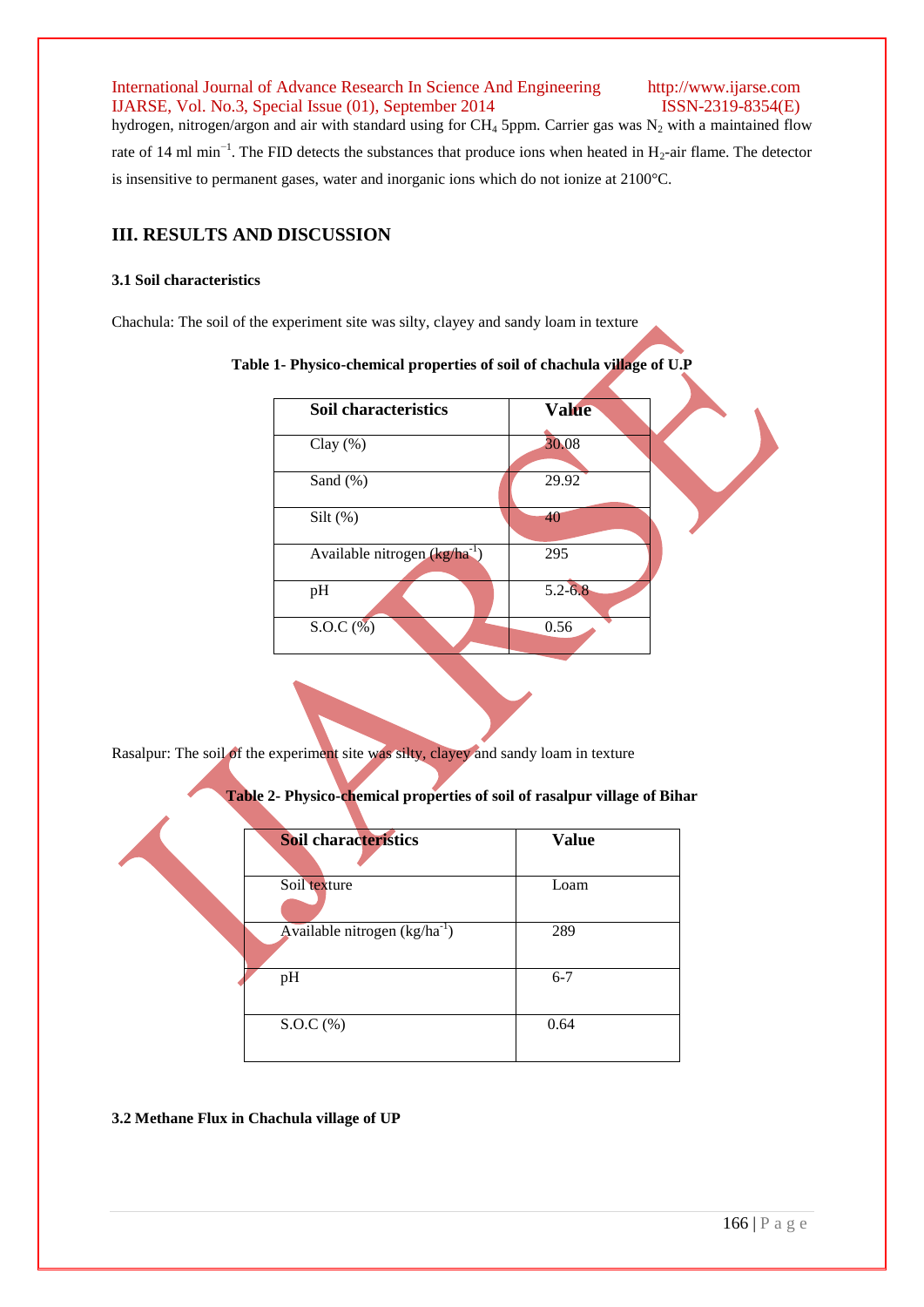hydrogen, nitrogen/argon and air with standard using for $CH_4$ 5ppm. Carrier gas was $N_2$ with a maintained flow rate of 14 ml $min^{-1}$. The FID detects the substances that produce ions when heated in $H_2$-air flame. The detector is insensitive to permanent gases, water and inorganic ions which do not ionize at 2100°C.

## III. RESULTS AND DISCUSSION

### 3.1 Soil characteristics

Chachula: The soil of the experiment site was silty, clayey and sandy loam in texture

**Table 1- Physico-chemical properties of soil of chachula village of U.P**

| Soil characteristics | Value |
|---|---|
| Clay (%) | 30.08 |
| Sand (%) | 29.92 |
| Silt (%) | 40 |
| Available nitrogen (kg/ha$^{-1}$) | 295 |
| pH | 5.2-6.8 |
| S.O.C (%) | 0.56 |

Rasalpur: The soil of the experiment site was silty, clayey and sandy loam in texture

**Table 2- Physico-chemical properties of soil of rasalpur village of Bihar**

| Soil characteristics | Value |
|---|---|
| Soil texture | Loam |
| Available nitrogen (kg/ha$^{-1}$) | 289 |
| pH | 6-7 |
| S.O.C (%) | 0.64 |

### 3.2 Methane Flux in Chachula village of UP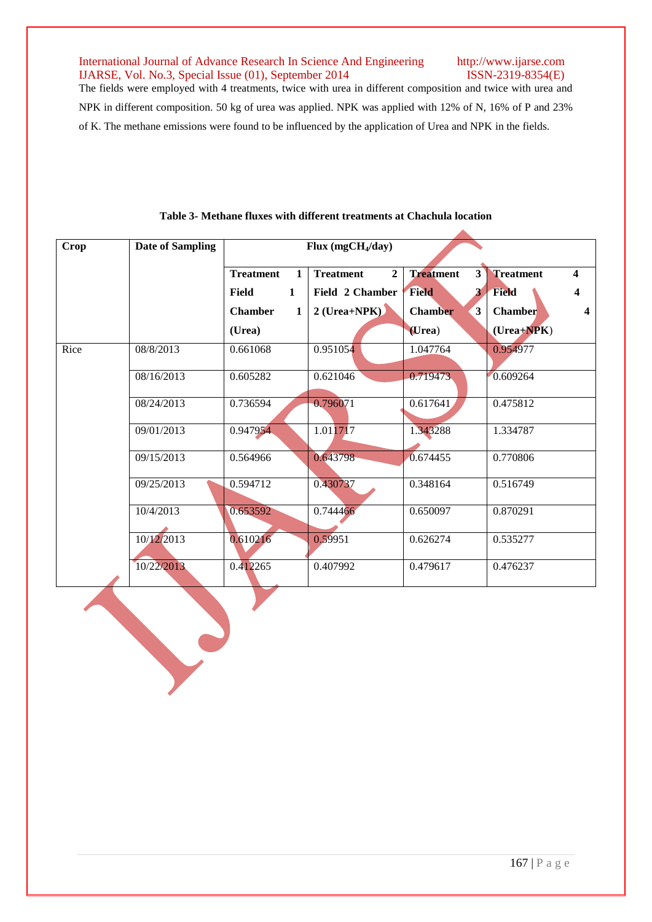The fields were employed with 4 treatments, twice with urea in different composition and twice with urea and NPK in different composition. 50 kg of urea was applied. NPK was applied with 12% of N, 16% of P and 23% of K. The methane emissions were found to be influenced by the application of Urea and NPK in the fields.

**Table 3- Methane fluxes with different treatments at Chachula location**

| Crop | Date of Sampling | Flux ($mgCH_4$/day) | | | |
|---|---|---|---|---|---|
| | | **Treatment 1 Field 1 Chamber 1 (Urea)** | **Treatment 2 Field 2 Chamber 2 (Urea+NPK)** | **Treatment 3 Field 3 Chamber 3 (Urea)** | **Treatment 4 Field 4 Chamber 4 (Urea+NPK)** |
| Rice | 08/8/2013 | 0.661068 | 0.951054 | 1.047764 | 0.954977 |
| | 08/16/2013 | 0.605282 | 0.621046 | 0.719473 | 0.609264 |
| | 08/24/2013 | 0.736594 | 0.796071 | 0.617641 | 0.475812 |
| | 09/01/2013 | 0.947954 | 1.011717 | 1.343288 | 1.334787 |
| | 09/15/2013 | 0.564966 | 0.643798 | 0.674455 | 0.770806 |
| | 09/25/2013 | 0.594712 | 0.430737 | 0.348164 | 0.516749 |
| | 10/4/2013 | 0.653592 | 0.744466 | 0.650097 | 0.870291 |
| | 10/12/2013 | 0.610216 | 0.59951 | 0.626274 | 0.535277 |
| | 10/22/2013 | 0.412265 | 0.407992 | 0.479617 | 0.476237 |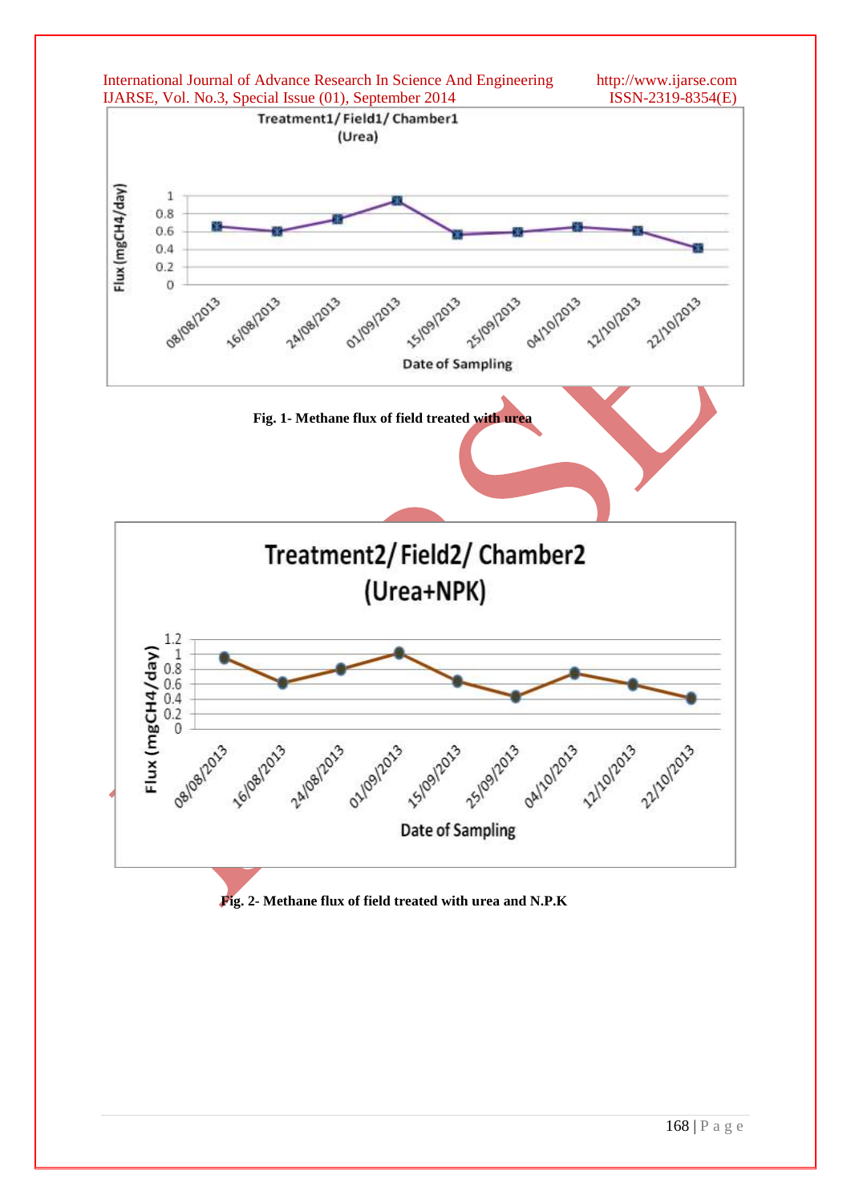**Fig. 1- Methane flux of field treated with urea**

**Fig. 2- Methane flux of field treated with urea and N.P.K**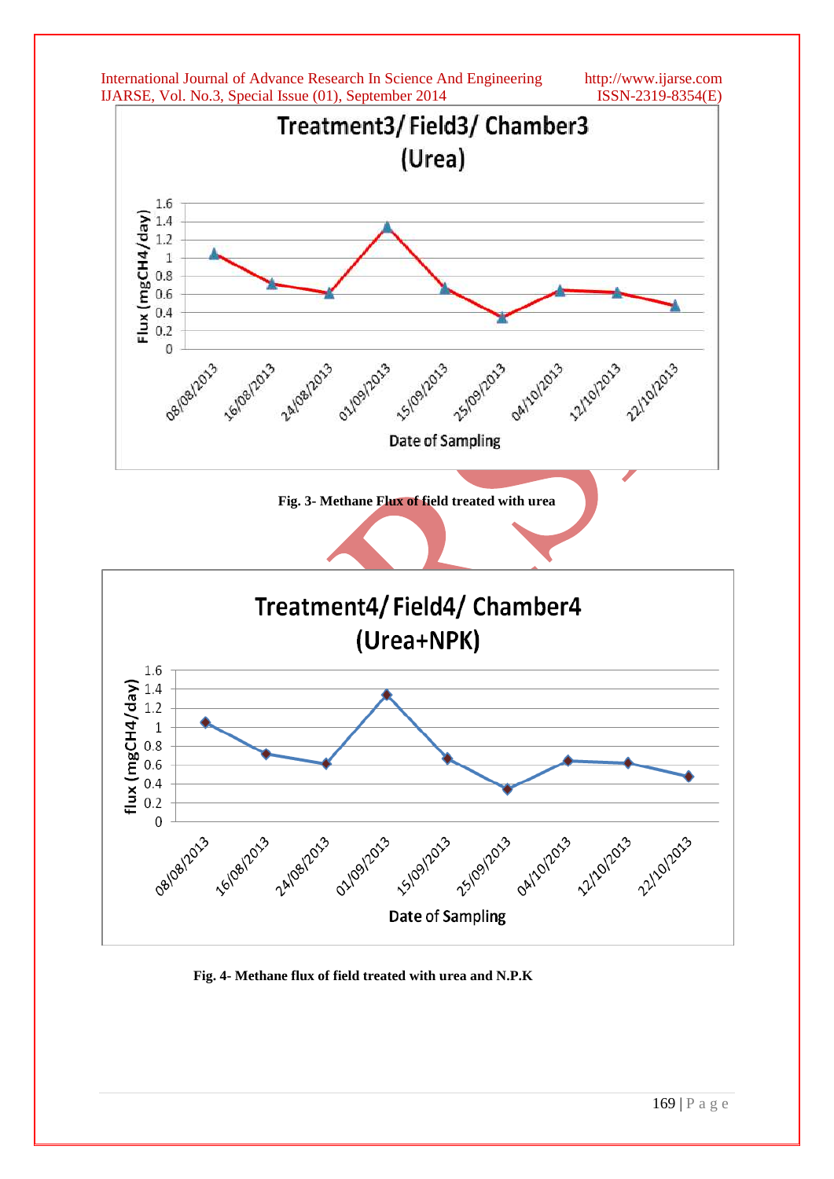Fig. 3- Methane Flux of field treated with urea

Fig. 4- Methane flux of field treated with urea and N.P.K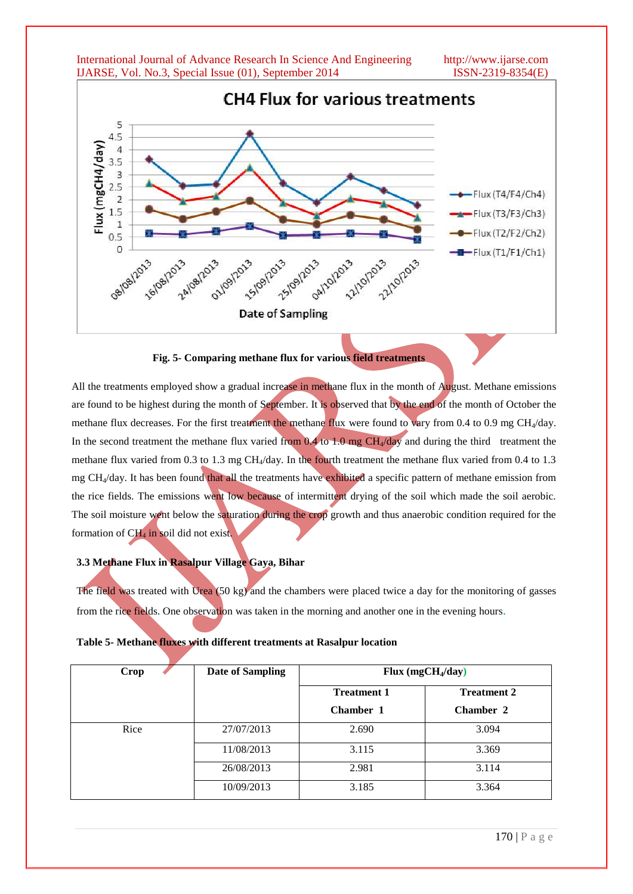Fig. 5- Comparing methane flux for various field treatments

All the treatments employed show a gradual increase in methane flux in the month of August. Methane emissions are found to be highest during the month of September. It is observed that by the end of the month of October the methane flux decreases. For the first treatment the methane flux were found to vary from 0.4 to 0.9 mg $CH_4$/day. In the second treatment the methane flux varied from 0.4 to 1.0 mg $CH_4$/day and during the third treatment the methane flux varied from 0.3 to 1.3 mg $CH_4$/day. In the fourth treatment the methane flux varied from 0.4 to 1.3 mg $CH_4$/day. It has been found that all the treatments have exhibited a specific pattern of methane emission from the rice fields. The emissions went low because of intermittent drying of the soil which made the soil aerobic. The soil moisture went below the saturation during the crop growth and thus anaerobic condition required for the formation of $CH_4$ in soil did not exist.

### 3.3 Methane Flux in Rasalpur Village Gaya, Bihar

The field was treated with Urea (50 kg) and the chambers were placed twice a day for the monitoring of gasses from the rice fields. One observation was taken in the morning and another one in the evening hours.

**Table 5- Methane fluxes with different treatments at Rasalpur location**

| Crop | Date of Sampling | Flux (mg$CH_4$/day) | |
|---|---|---|---|
| | | Treatment 1 Chamber 1 | Treatment 2 Chamber 2 |
| Rice | 27/07/2013 | 2.690 | 3.094 |
| | 11/08/2013 | 3.115 | 3.369 |
| | 26/08/2013 | 2.981 | 3.114 |
| | 10/09/2013 | 3.185 | 3.364 |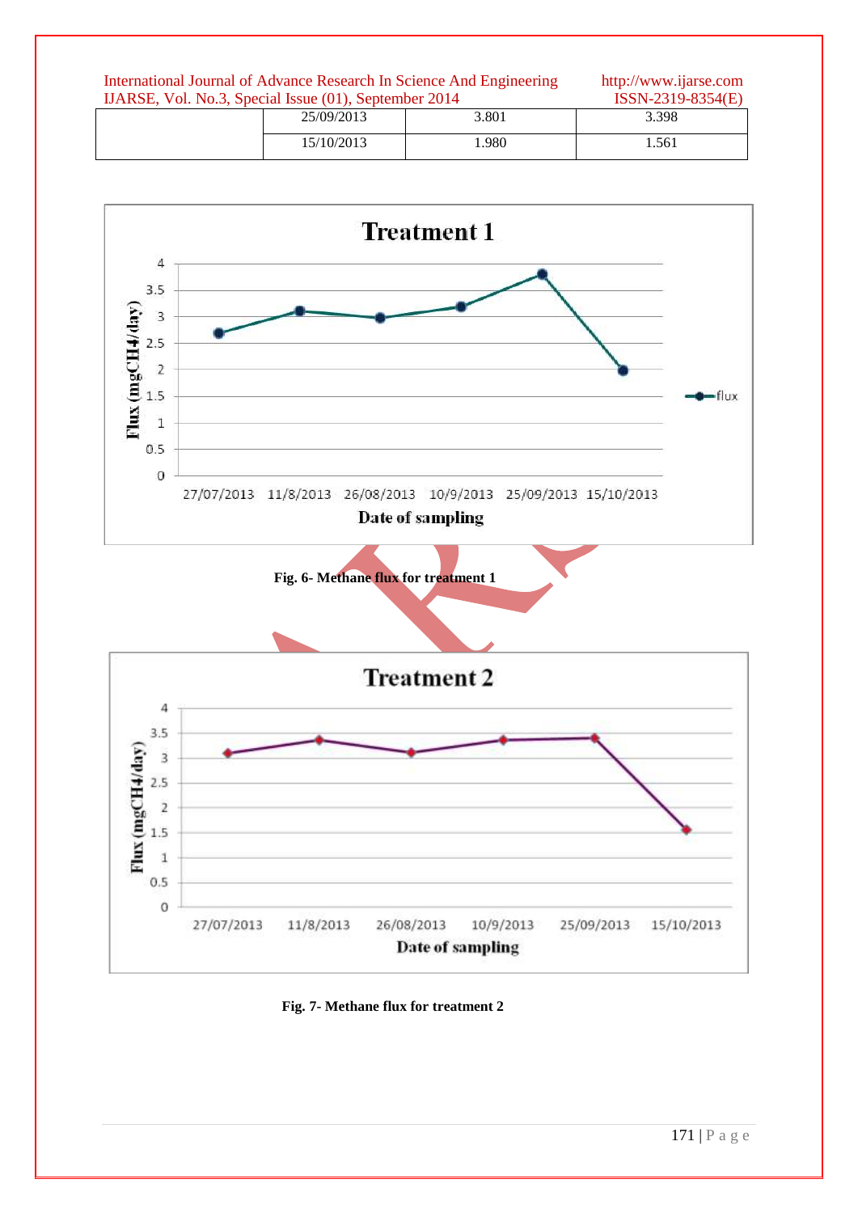| | 25/09/2013 | 3.801 | 3.398 |
|---|---|---|---|
| | 15/10/2013 | 1.980 | 1.561 |

**Fig. 6- Methane flux for treatment 1**

**Fig. 7- Methane flux for treatment 2**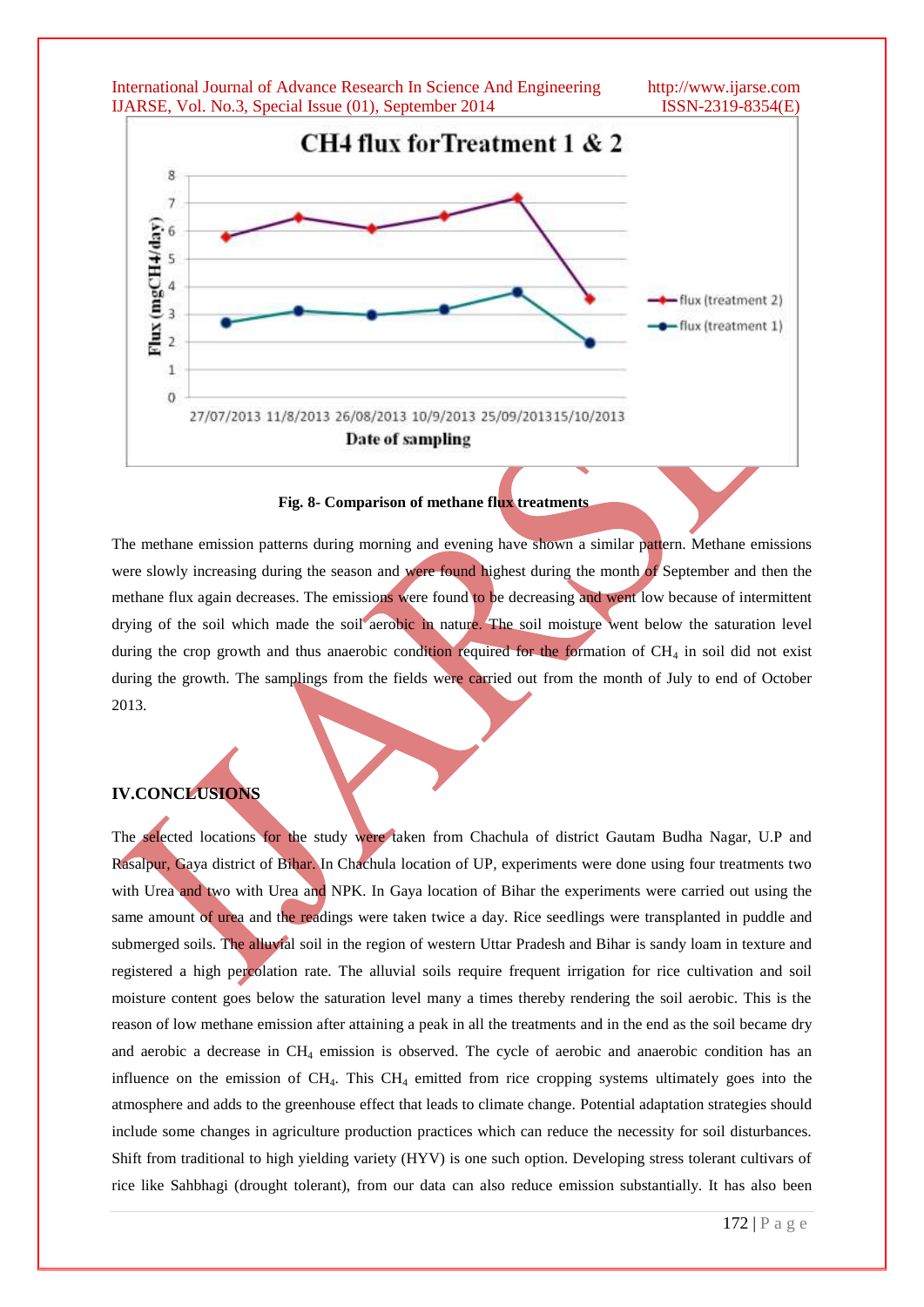**Fig. 8- Comparison of methane flux treatments**

The methane emission patterns during morning and evening have shown a similar pattern. Methane emissions were slowly increasing during the season and were found highest during the month of September and then the methane flux again decreases. The emissions were found to be decreasing and went low because of intermittent drying of the soil which made the soil aerobic in nature. The soil moisture went below the saturation level during the crop growth and thus anaerobic condition required for the formation of $CH_4$ in soil did not exist during the growth. The samplings from the fields were carried out from the month of July to end of October 2013.

## IV.CONCLUSIONS

The selected locations for the study were taken from Chachula of district Gautam Budha Nagar, U.P and Rasalpur, Gaya district of Bihar. In Chachula location of UP, experiments were done using four treatments two with Urea and two with Urea and NPK. In Gaya location of Bihar the experiments were carried out using the same amount of urea and the readings were taken twice a day. Rice seedlings were transplanted in puddle and submerged soils. The alluvial soil in the region of western Uttar Pradesh and Bihar is sandy loam in texture and registered a high percolation rate. The alluvial soils require frequent irrigation for rice cultivation and soil moisture content goes below the saturation level many a times thereby rendering the soil aerobic. This is the reason of low methane emission after attaining a peak in all the treatments and in the end as the soil became dry and aerobic a decrease in $CH_4$ emission is observed. The cycle of aerobic and anaerobic condition has an influence on the emission of $CH_4$. This $CH_4$ emitted from rice cropping systems ultimately goes into the atmosphere and adds to the greenhouse effect that leads to climate change. Potential adaptation strategies should include some changes in agriculture production practices which can reduce the necessity for soil disturbances. Shift from traditional to high yielding variety (HYV) is one such option. Developing stress tolerant cultivars of rice like Sahbhagi (drought tolerant), from our data can also reduce emission substantially. It has also been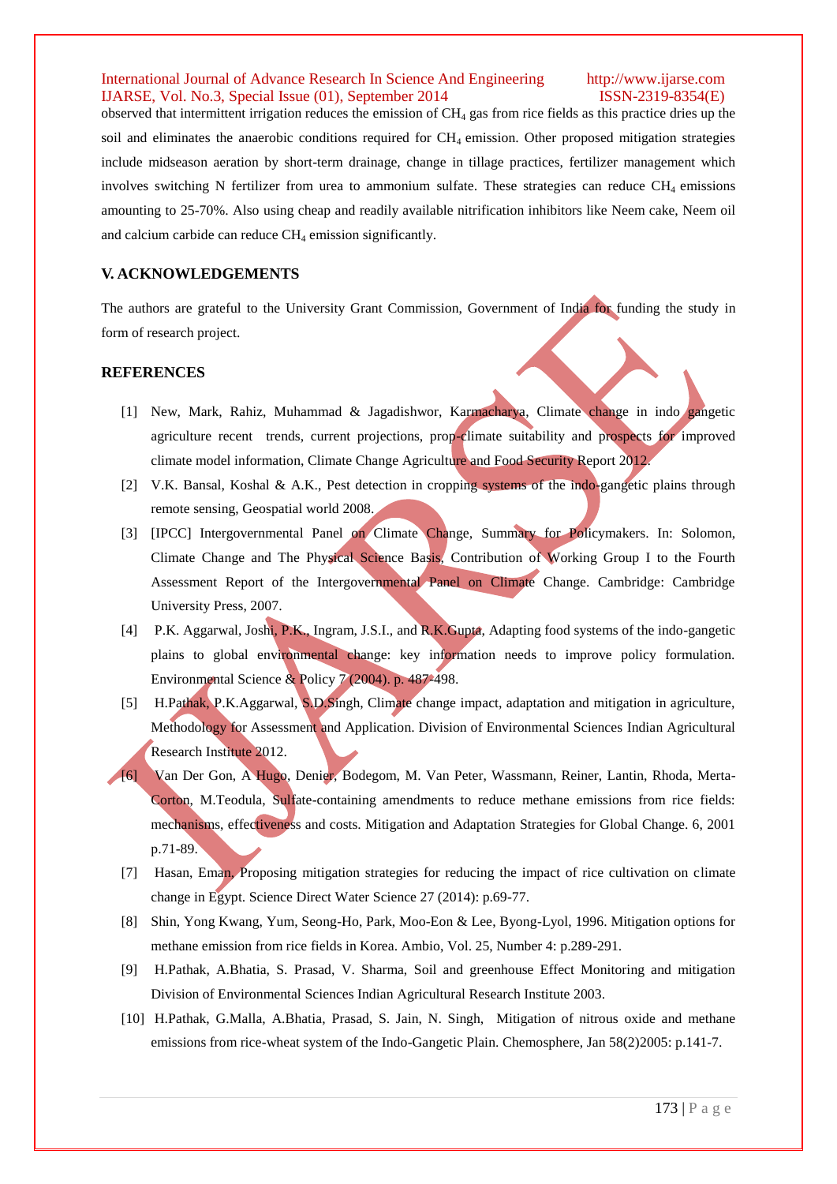observed that intermittent irrigation reduces the emission of $CH_4$ gas from rice fields as this practice dries up the soil and eliminates the anaerobic conditions required for $CH_4$ emission. Other proposed mitigation strategies include midseason aeration by short-term drainage, change in tillage practices, fertilizer management which involves switching N fertilizer from urea to ammonium sulfate. These strategies can reduce $CH_4$ emissions amounting to 25-70%. Also using cheap and readily available nitrification inhibitors like Neem cake, Neem oil and calcium carbide can reduce $CH_4$ emission significantly.

## V. ACKNOWLEDGEMENTS

The authors are grateful to the University Grant Commission, Government of India for funding the study in form of research project.

## REFERENCES

[1] New, Mark, Rahiz, Muhammad & Jagadishwor, Karmacharya, Climate change in indo gangetic agriculture recent trends, current projections, prop-climate suitability and prospects for improved climate model information, Climate Change Agriculture and Food Security Report 2012.

[2] V.K. Bansal, Koshal & A.K., Pest detection in cropping systems of the indo-gangetic plains through remote sensing, Geospatial world 2008.

[3] [IPCC] Intergovernmental Panel on Climate Change, Summary for Policymakers. In: Solomon, Climate Change and The Physical Science Basis, Contribution of Working Group I to the Fourth Assessment Report of the Intergovernmental Panel on Climate Change. Cambridge: Cambridge University Press, 2007.

[4] P.K. Aggarwal, Joshi, P.K., Ingram, J.S.I., and R.K.Gupta, Adapting food systems of the indo-gangetic plains to global environmental change: key information needs to improve policy formulation. Environmental Science & Policy 7 (2004). p. 487-498.

[5] H.Pathak, P.K.Aggarwal, S.D.Singh, Climate change impact, adaptation and mitigation in agriculture, Methodology for Assessment and Application. Division of Environmental Sciences Indian Agricultural Research Institute 2012.

[6] Van Der Gon, A Hugo, Denier, Bodegom, M. Van Peter, Wassmann, Reiner, Lantin, Rhoda, Merta-Corton, M.Teodula, Sulfate-containing amendments to reduce methane emissions from rice fields: mechanisms, effectiveness and costs. Mitigation and Adaptation Strategies for Global Change. 6, 2001 p.71-89.

[7] Hasan, Eman, Proposing mitigation strategies for reducing the impact of rice cultivation on climate change in Egypt. Science Direct Water Science 27 (2014): p.69-77.

[8] Shin, Yong Kwang, Yum, Seong-Ho, Park, Moo-Eon & Lee, Byong-Lyol, 1996. Mitigation options for methane emission from rice fields in Korea. Ambio, Vol. 25, Number 4: p.289-291.

[9] H.Pathak, A.Bhatia, S. Prasad, V. Sharma, Soil and greenhouse Effect Monitoring and mitigation Division of Environmental Sciences Indian Agricultural Research Institute 2003.

[10] H.Pathak, G.Malla, A.Bhatia, Prasad, S. Jain, N. Singh, Mitigation of nitrous oxide and methane emissions from rice-wheat system of the Indo-Gangetic Plain. Chemosphere, Jan 58(2)2005: p.141-7.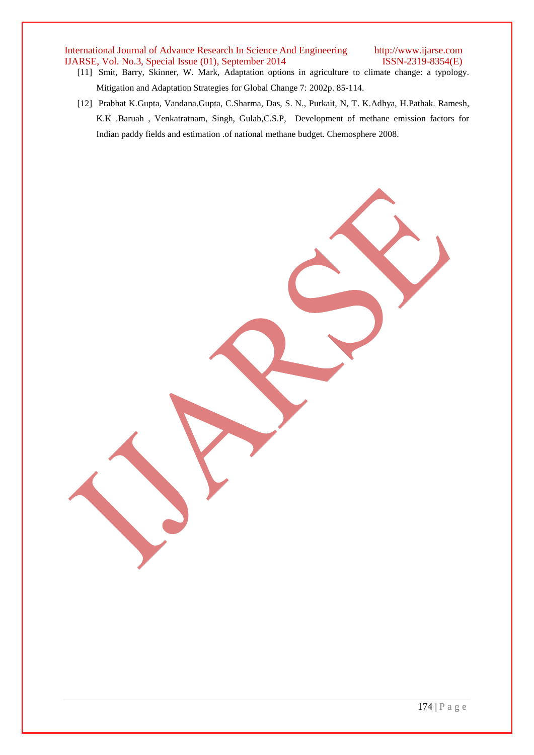[11] Smit, Barry, Skinner, W. Mark, Adaptation options in agriculture to climate change: a typology. Mitigation and Adaptation Strategies for Global Change 7: 2002p. 85-114.

[12] Prabhat K.Gupta, Vandana.Gupta, C.Sharma, Das, S. N., Purkait, N, T. K.Adhya, H.Pathak. Ramesh, K.K .Baruah , Venkatratnam, Singh, Gulab,C.S.P, Development of methane emission factors for Indian paddy fields and estimation .of national methane budget. Chemosphere 2008.